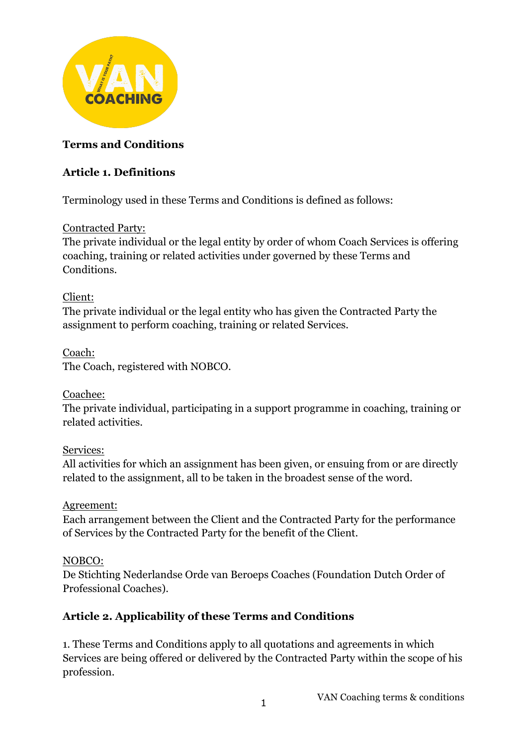**Terms and Conditions**

**Article 1. Definitions**

Terminology used in these Terms and Conditions is defined as follows:

Contracted Party:
The private individual or the legal entity by order of whom Coach Services is offering coaching, training or related activities under governed by these Terms and Conditions.

Client:
The private individual or the legal entity who has given the Contracted Party the assignment to perform coaching, training or related Services.

Coach:
The Coach, registered with NOBCO.

Coachee:
The private individual, participating in a support programme in coaching, training or related activities.

Services:
All activities for which an assignment has been given, or ensuing from or are directly related to the assignment, all to be taken in the broadest sense of the word.

Agreement:
Each arrangement between the Client and the Contracted Party for the performance of Services by the Contracted Party for the benefit of the Client.

NOBCO:
De Stichting Nederlandse Orde van Beroeps Coaches (Foundation Dutch Order of Professional Coaches).

**Article 2. Applicability of these Terms and Conditions**

1. These Terms and Conditions apply to all quotations and agreements in which Services are being offered or delivered by the Contracted Party within the scope of his profession.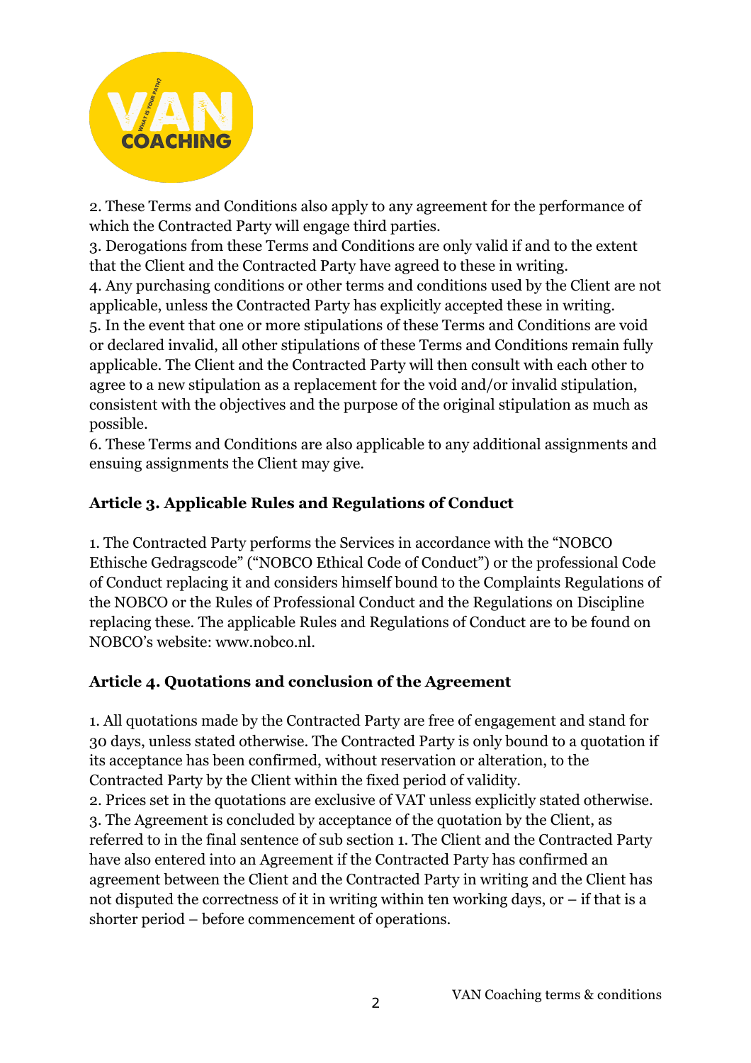2. These Terms and Conditions also apply to any agreement for the performance of which the Contracted Party will engage third parties.
3. Derogations from these Terms and Conditions are only valid if and to the extent that the Client and the Contracted Party have agreed to these in writing.
4. Any purchasing conditions or other terms and conditions used by the Client are not applicable, unless the Contracted Party has explicitly accepted these in writing.
5. In the event that one or more stipulations of these Terms and Conditions are void or declared invalid, all other stipulations of these Terms and Conditions remain fully applicable. The Client and the Contracted Party will then consult with each other to agree to a new stipulation as a replacement for the void and/or invalid stipulation, consistent with the objectives and the purpose of the original stipulation as much as possible.
6. These Terms and Conditions are also applicable to any additional assignments and ensuing assignments the Client may give.

## Article 3. Applicable Rules and Regulations of Conduct

1. The Contracted Party performs the Services in accordance with the "NOBCO Ethische Gedragscode" ("NOBCO Ethical Code of Conduct") or the professional Code of Conduct replacing it and considers himself bound to the Complaints Regulations of the NOBCO or the Rules of Professional Conduct and the Regulations on Discipline replacing these. The applicable Rules and Regulations of Conduct are to be found on NOBCO's website: www.nobco.nl.

## Article 4. Quotations and conclusion of the Agreement

1. All quotations made by the Contracted Party are free of engagement and stand for 30 days, unless stated otherwise. The Contracted Party is only bound to a quotation if its acceptance has been confirmed, without reservation or alteration, to the Contracted Party by the Client within the fixed period of validity.
2. Prices set in the quotations are exclusive of VAT unless explicitly stated otherwise.
3. The Agreement is concluded by acceptance of the quotation by the Client, as referred to in the final sentence of sub section 1. The Client and the Contracted Party have also entered into an Agreement if the Contracted Party has confirmed an agreement between the Client and the Contracted Party in writing and the Client has not disputed the correctness of it in writing within ten working days, or – if that is a shorter period – before commencement of operations.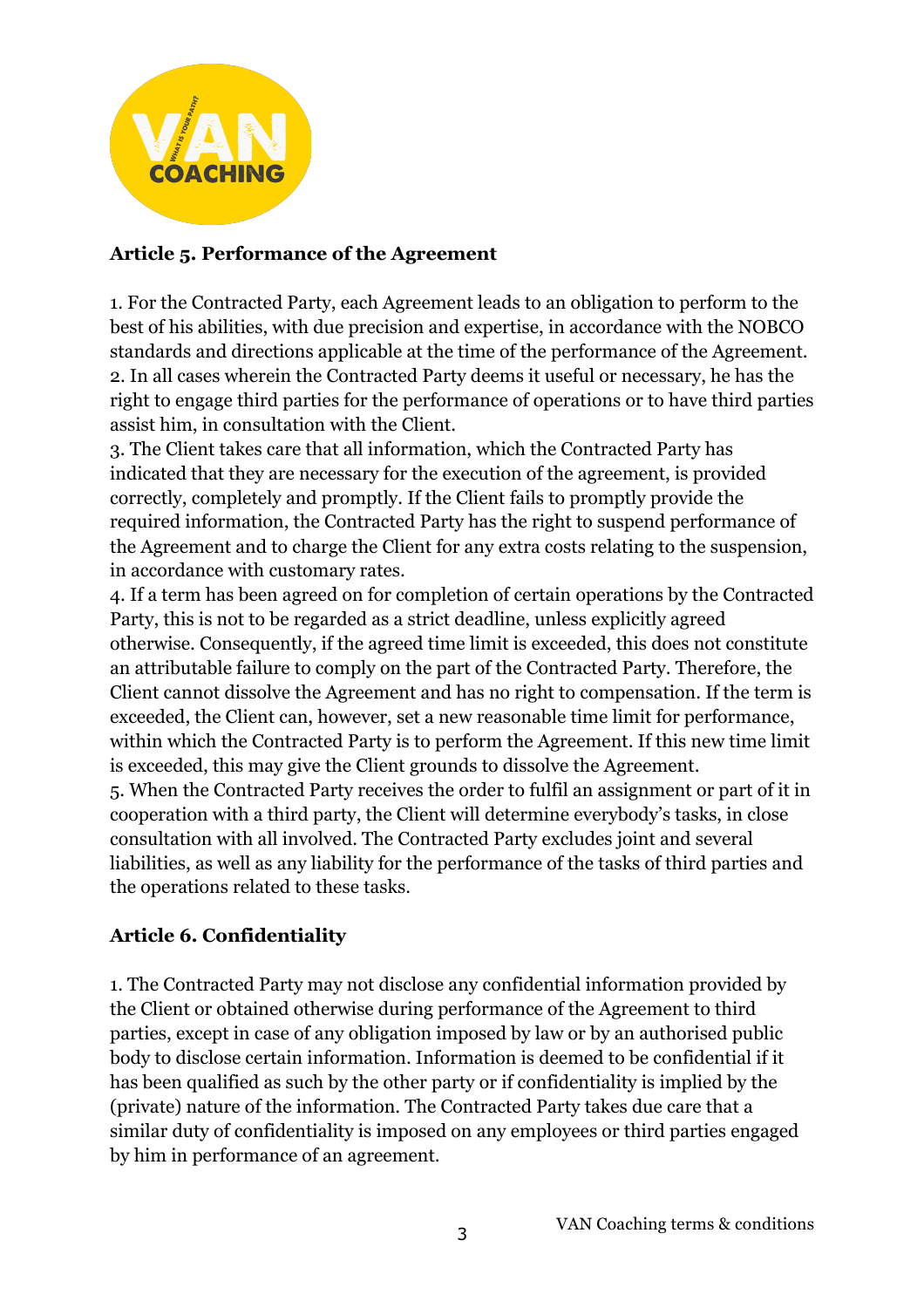## Article 5. Performance of the Agreement

1. For the Contracted Party, each Agreement leads to an obligation to perform to the best of his abilities, with due precision and expertise, in accordance with the NOBCO standards and directions applicable at the time of the performance of the Agreement.
2. In all cases wherein the Contracted Party deems it useful or necessary, he has the right to engage third parties for the performance of operations or to have third parties assist him, in consultation with the Client.
3. The Client takes care that all information, which the Contracted Party has indicated that they are necessary for the execution of the agreement, is provided correctly, completely and promptly. If the Client fails to promptly provide the required information, the Contracted Party has the right to suspend performance of the Agreement and to charge the Client for any extra costs relating to the suspension, in accordance with customary rates.
4. If a term has been agreed on for completion of certain operations by the Contracted Party, this is not to be regarded as a strict deadline, unless explicitly agreed otherwise. Consequently, if the agreed time limit is exceeded, this does not constitute an attributable failure to comply on the part of the Contracted Party. Therefore, the Client cannot dissolve the Agreement and has no right to compensation. If the term is exceeded, the Client can, however, set a new reasonable time limit for performance, within which the Contracted Party is to perform the Agreement. If this new time limit is exceeded, this may give the Client grounds to dissolve the Agreement.
5. When the Contracted Party receives the order to fulfil an assignment or part of it in cooperation with a third party, the Client will determine everybody's tasks, in close consultation with all involved. The Contracted Party excludes joint and several liabilities, as well as any liability for the performance of the tasks of third parties and the operations related to these tasks.

## Article 6. Confidentiality

1. The Contracted Party may not disclose any confidential information provided by the Client or obtained otherwise during performance of the Agreement to third parties, except in case of any obligation imposed by law or by an authorised public body to disclose certain information. Information is deemed to be confidential if it has been qualified as such by the other party or if confidentiality is implied by the (private) nature of the information. The Contracted Party takes due care that a similar duty of confidentiality is imposed on any employees or third parties engaged by him in performance of an agreement.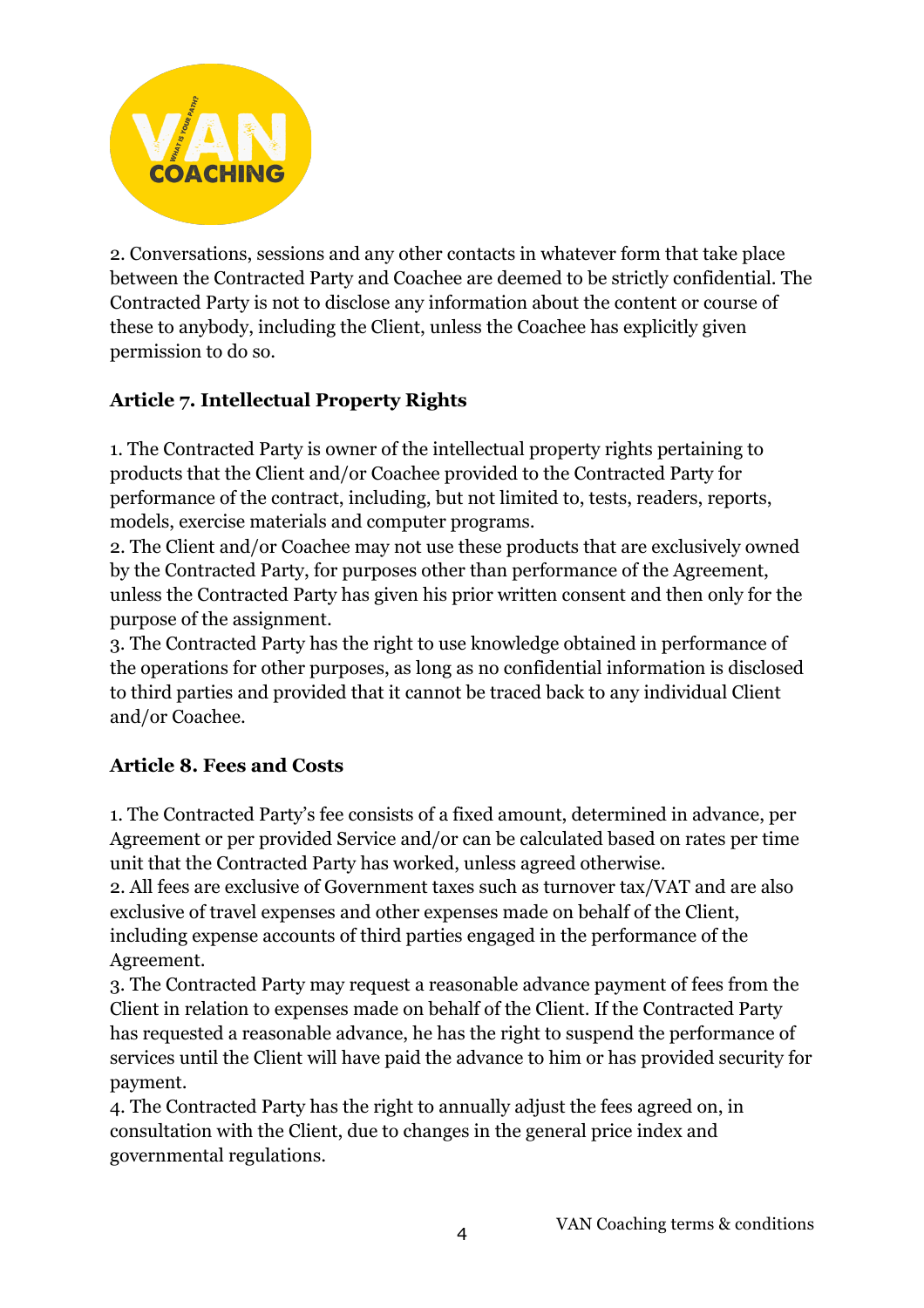2. Conversations, sessions and any other contacts in whatever form that take place between the Contracted Party and Coachee are deemed to be strictly confidential. The Contracted Party is not to disclose any information about the content or course of these to anybody, including the Client, unless the Coachee has explicitly given permission to do so.

**Article 7. Intellectual Property Rights**

1. The Contracted Party is owner of the intellectual property rights pertaining to products that the Client and/or Coachee provided to the Contracted Party for performance of the contract, including, but not limited to, tests, readers, reports, models, exercise materials and computer programs.
2. The Client and/or Coachee may not use these products that are exclusively owned by the Contracted Party, for purposes other than performance of the Agreement, unless the Contracted Party has given his prior written consent and then only for the purpose of the assignment.
3. The Contracted Party has the right to use knowledge obtained in performance of the operations for other purposes, as long as no confidential information is disclosed to third parties and provided that it cannot be traced back to any individual Client and/or Coachee.

**Article 8. Fees and Costs**

1. The Contracted Party's fee consists of a fixed amount, determined in advance, per Agreement or per provided Service and/or can be calculated based on rates per time unit that the Contracted Party has worked, unless agreed otherwise.
2. All fees are exclusive of Government taxes such as turnover tax/VAT and are also exclusive of travel expenses and other expenses made on behalf of the Client, including expense accounts of third parties engaged in the performance of the Agreement.
3. The Contracted Party may request a reasonable advance payment of fees from the Client in relation to expenses made on behalf of the Client. If the Contracted Party has requested a reasonable advance, he has the right to suspend the performance of services until the Client will have paid the advance to him or has provided security for payment.
4. The Contracted Party has the right to annually adjust the fees agreed on, in consultation with the Client, due to changes in the general price index and governmental regulations.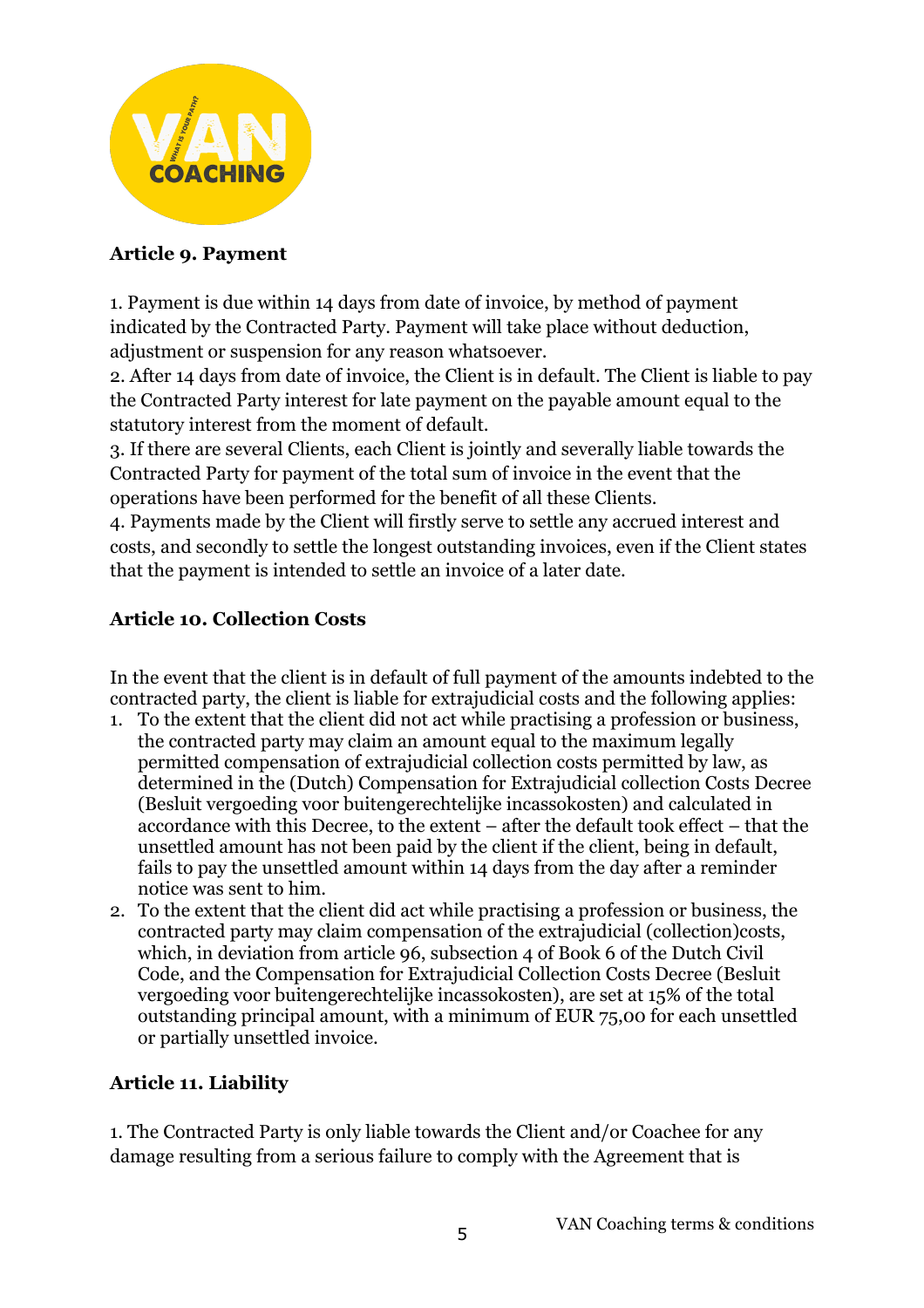## Article 9. Payment

1. Payment is due within 14 days from date of invoice, by method of payment indicated by the Contracted Party. Payment will take place without deduction, adjustment or suspension for any reason whatsoever.
2. After 14 days from date of invoice, the Client is in default. The Client is liable to pay the Contracted Party interest for late payment on the payable amount equal to the statutory interest from the moment of default.
3. If there are several Clients, each Client is jointly and severally liable towards the Contracted Party for payment of the total sum of invoice in the event that the operations have been performed for the benefit of all these Clients.
4. Payments made by the Client will firstly serve to settle any accrued interest and costs, and secondly to settle the longest outstanding invoices, even if the Client states that the payment is intended to settle an invoice of a later date.

## Article 10. Collection Costs

In the event that the client is in default of full payment of the amounts indebted to the contracted party, the client is liable for extrajudicial costs and the following applies:

1. To the extent that the client did not act while practising a profession or business, the contracted party may claim an amount equal to the maximum legally permitted compensation of extrajudicial collection costs permitted by law, as determined in the (Dutch) Compensation for Extrajudicial collection Costs Decree (Besluit vergoeding voor buitengerechtelijke incassokosten) and calculated in accordance with this Decree, to the extent – after the default took effect – that the unsettled amount has not been paid by the client if the client, being in default, fails to pay the unsettled amount within 14 days from the day after a reminder notice was sent to him.
2. To the extent that the client did act while practising a profession or business, the contracted party may claim compensation of the extrajudicial (collection)costs, which, in deviation from article 96, subsection 4 of Book 6 of the Dutch Civil Code, and the Compensation for Extrajudicial Collection Costs Decree (Besluit vergoeding voor buitengerechtelijke incassokosten), are set at 15% of the total outstanding principal amount, with a minimum of EUR 75,00 for each unsettled or partially unsettled invoice.

## Article 11. Liability

1. The Contracted Party is only liable towards the Client and/or Coachee for any damage resulting from a serious failure to comply with the Agreement that is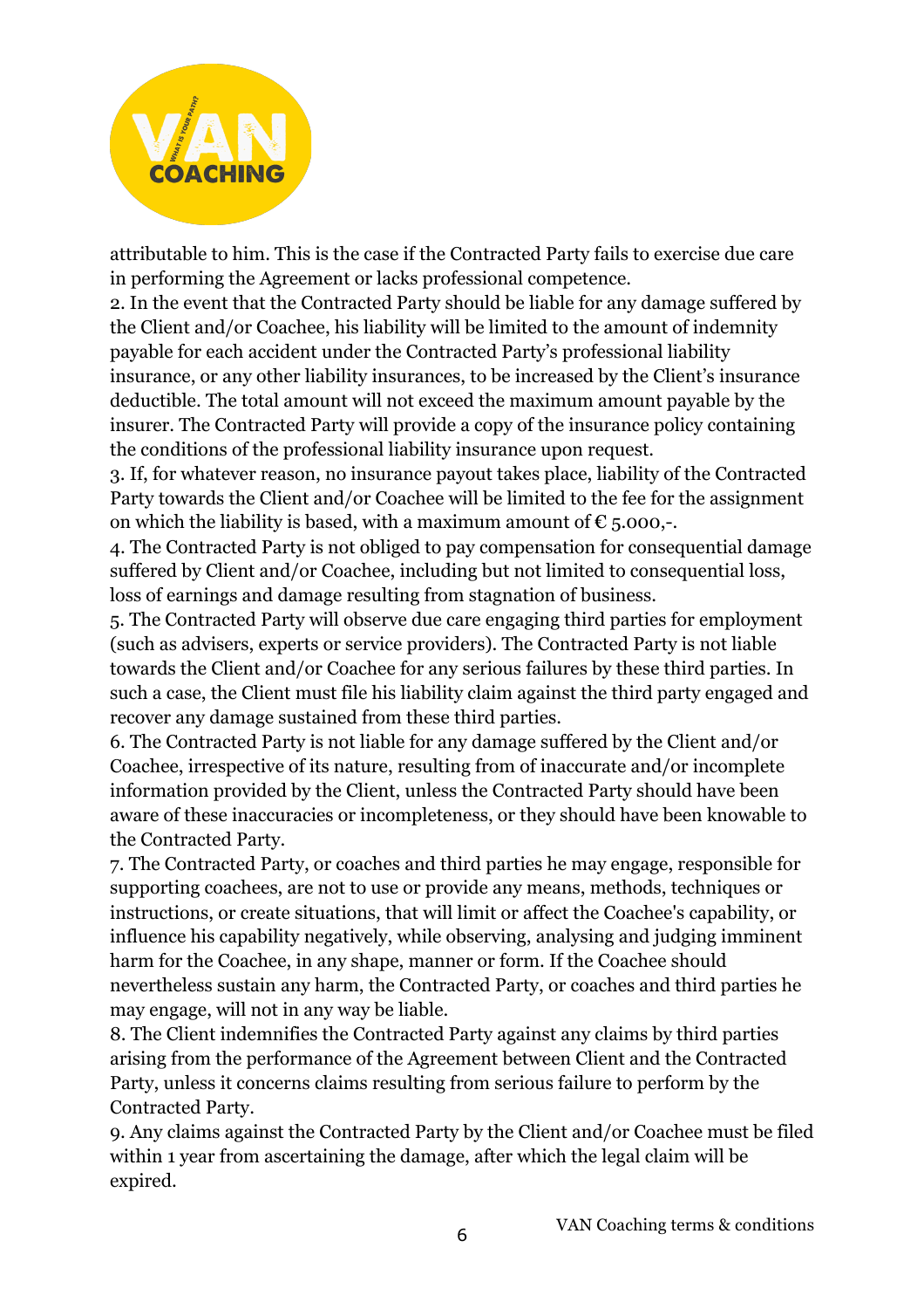attributable to him. This is the case if the Contracted Party fails to exercise due care in performing the Agreement or lacks professional competence.

2. In the event that the Contracted Party should be liable for any damage suffered by the Client and/or Coachee, his liability will be limited to the amount of indemnity payable for each accident under the Contracted Party's professional liability insurance, or any other liability insurances, to be increased by the Client's insurance deductible. The total amount will not exceed the maximum amount payable by the insurer. The Contracted Party will provide a copy of the insurance policy containing the conditions of the professional liability insurance upon request.

3. If, for whatever reason, no insurance payout takes place, liability of the Contracted Party towards the Client and/or Coachee will be limited to the fee for the assignment on which the liability is based, with a maximum amount of € 5.000,-.

4. The Contracted Party is not obliged to pay compensation for consequential damage suffered by Client and/or Coachee, including but not limited to consequential loss, loss of earnings and damage resulting from stagnation of business.

5. The Contracted Party will observe due care engaging third parties for employment (such as advisers, experts or service providers). The Contracted Party is not liable towards the Client and/or Coachee for any serious failures by these third parties. In such a case, the Client must file his liability claim against the third party engaged and recover any damage sustained from these third parties.

6. The Contracted Party is not liable for any damage suffered by the Client and/or Coachee, irrespective of its nature, resulting from of inaccurate and/or incomplete information provided by the Client, unless the Contracted Party should have been aware of these inaccuracies or incompleteness, or they should have been knowable to the Contracted Party.

7. The Contracted Party, or coaches and third parties he may engage, responsible for supporting coachees, are not to use or provide any means, methods, techniques or instructions, or create situations, that will limit or affect the Coachee's capability, or influence his capability negatively, while observing, analysing and judging imminent harm for the Coachee, in any shape, manner or form. If the Coachee should nevertheless sustain any harm, the Contracted Party, or coaches and third parties he may engage, will not in any way be liable.

8. The Client indemnifies the Contracted Party against any claims by third parties arising from the performance of the Agreement between Client and the Contracted Party, unless it concerns claims resulting from serious failure to perform by the Contracted Party.

9. Any claims against the Contracted Party by the Client and/or Coachee must be filed within 1 year from ascertaining the damage, after which the legal claim will be expired.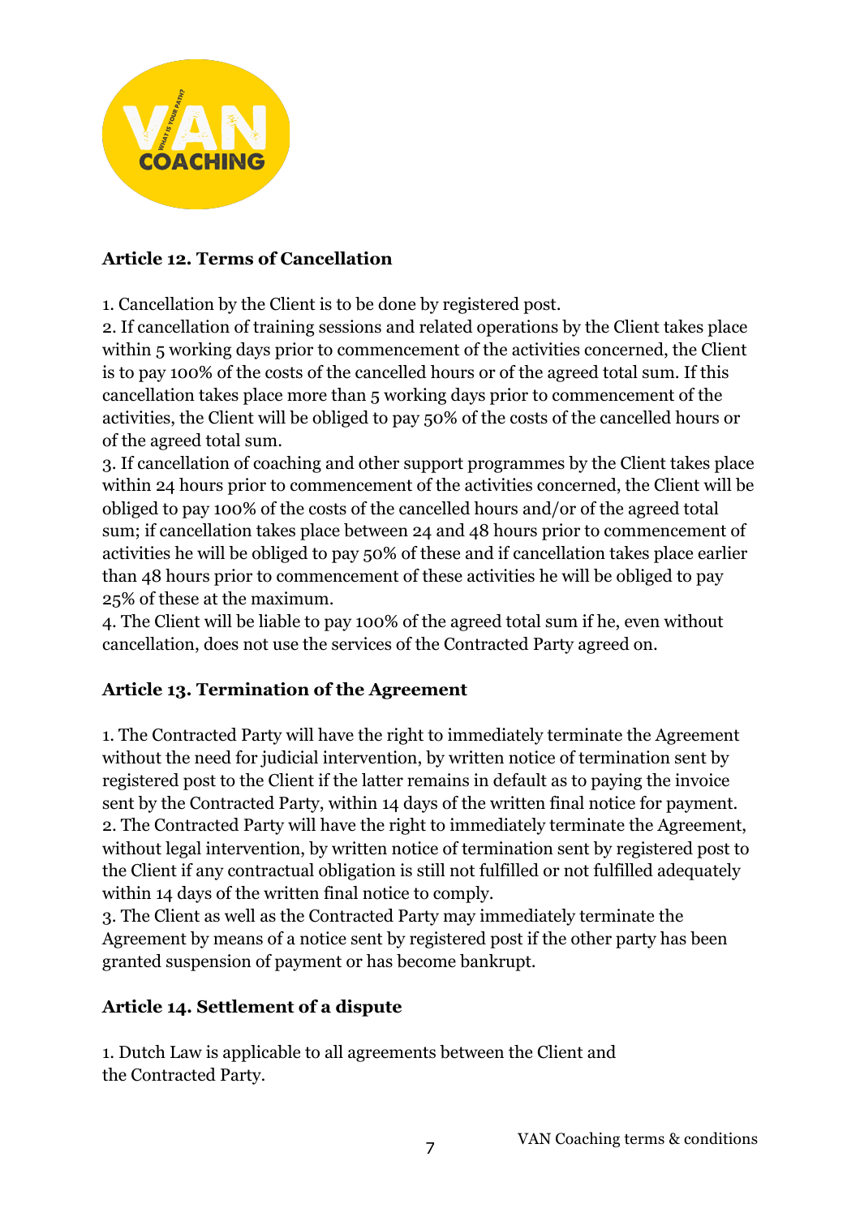## Article 12. Terms of Cancellation

1. Cancellation by the Client is to be done by registered post.
2. If cancellation of training sessions and related operations by the Client takes place within 5 working days prior to commencement of the activities concerned, the Client is to pay 100% of the costs of the cancelled hours or of the agreed total sum. If this cancellation takes place more than 5 working days prior to commencement of the activities, the Client will be obliged to pay 50% of the costs of the cancelled hours or of the agreed total sum.
3. If cancellation of coaching and other support programmes by the Client takes place within 24 hours prior to commencement of the activities concerned, the Client will be obliged to pay 100% of the costs of the cancelled hours and/or of the agreed total sum; if cancellation takes place between 24 and 48 hours prior to commencement of activities he will be obliged to pay 50% of these and if cancellation takes place earlier than 48 hours prior to commencement of these activities he will be obliged to pay 25% of these at the maximum.
4. The Client will be liable to pay 100% of the agreed total sum if he, even without cancellation, does not use the services of the Contracted Party agreed on.

## Article 13. Termination of the Agreement

1. The Contracted Party will have the right to immediately terminate the Agreement without the need for judicial intervention, by written notice of termination sent by registered post to the Client if the latter remains in default as to paying the invoice sent by the Contracted Party, within 14 days of the written final notice for payment.
2. The Contracted Party will have the right to immediately terminate the Agreement, without legal intervention, by written notice of termination sent by registered post to the Client if any contractual obligation is still not fulfilled or not fulfilled adequately within 14 days of the written final notice to comply.
3. The Client as well as the Contracted Party may immediately terminate the Agreement by means of a notice sent by registered post if the other party has been granted suspension of payment or has become bankrupt.

## Article 14. Settlement of a dispute

1. Dutch Law is applicable to all agreements between the Client and the Contracted Party.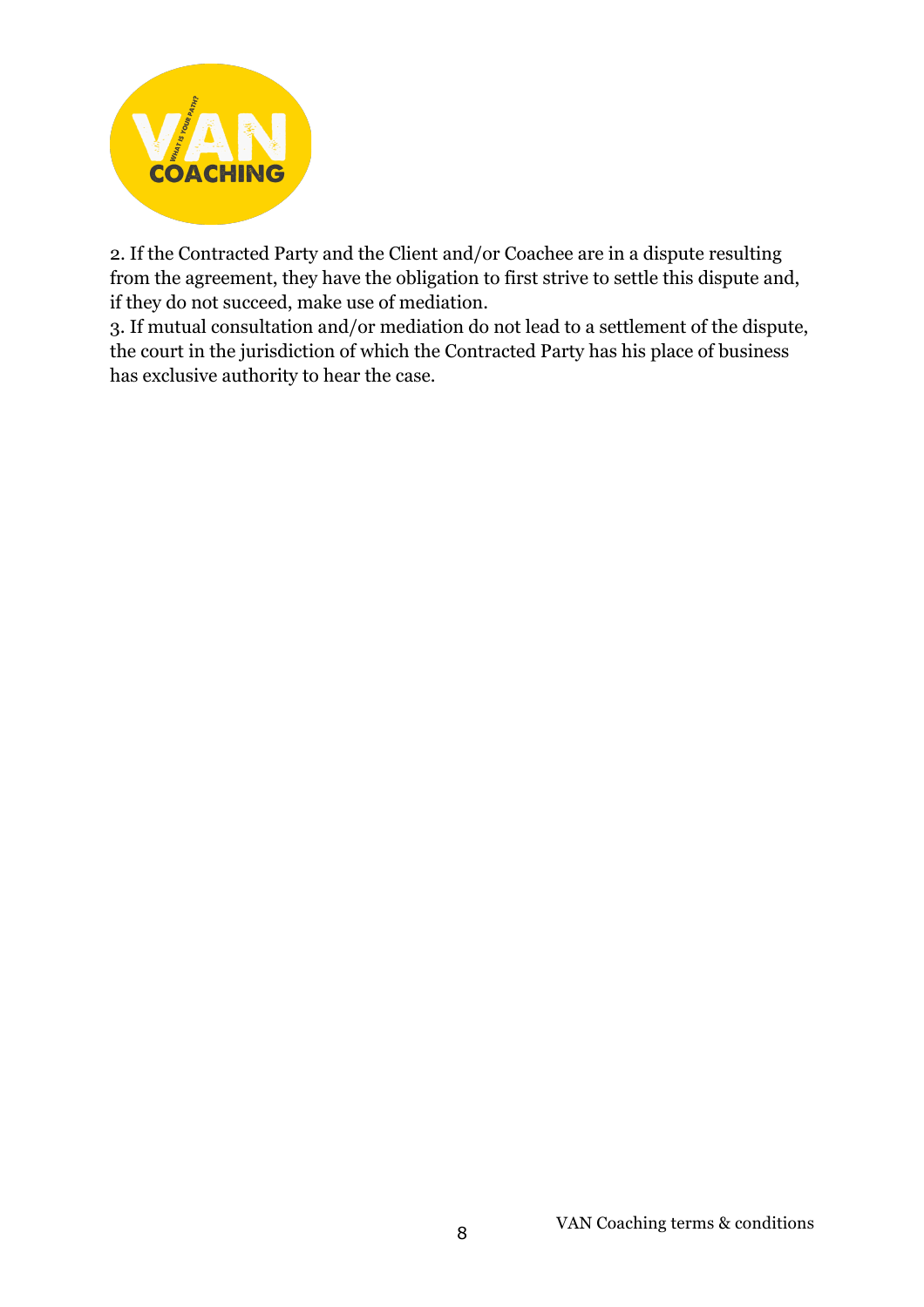2. If the Contracted Party and the Client and/or Coachee are in a dispute resulting from the agreement, they have the obligation to first strive to settle this dispute and, if they do not succeed, make use of mediation.

3. If mutual consultation and/or mediation do not lead to a settlement of the dispute, the court in the jurisdiction of which the Contracted Party has his place of business has exclusive authority to hear the case.